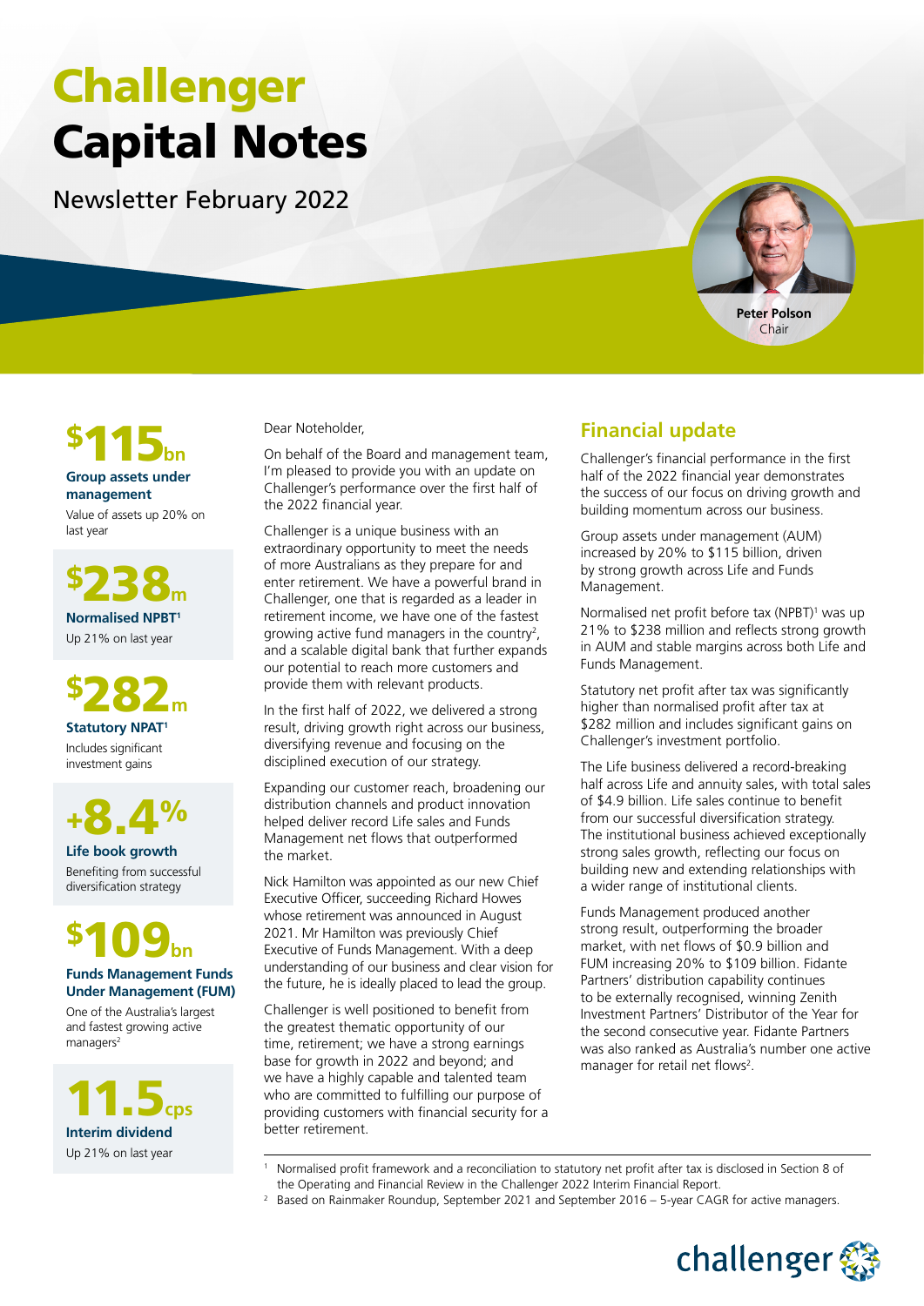# Challenger Capital Notes

Newsletter February 2022

**Peter Polson**
Chair

**$115bn**
**Group assets under management**
Value of assets up 20% on last year

**$238m**
**Normalised NPBT[1]**
Up 21% on last year

**$282m**
**Statutory NPAT[1]**
Includes significant investment gains

**+8.4%**
**Life book growth**
Benefiting from successful diversification strategy

**$109bn**
**Funds Management Funds Under Management (FUM)**
One of the Australia's largest and fastest growing active managers[2]

**11.5cps**
**Interim dividend**
Up 21% on last year

Dear Noteholder,

On behalf of the Board and management team, I'm pleased to provide you with an update on Challenger's performance over the first half of the 2022 financial year.

Challenger is a unique business with an extraordinary opportunity to meet the needs of more Australians as they prepare for and enter retirement. We have a powerful brand in Challenger, one that is regarded as a leader in retirement income, we have one of the fastest growing active fund managers in the country[2], and a scalable digital bank that further expands our potential to reach more customers and provide them with relevant products.

In the first half of 2022, we delivered a strong result, driving growth right across our business, diversifying revenue and focusing on the disciplined execution of our strategy.

Expanding our customer reach, broadening our distribution channels and product innovation helped deliver record Life sales and Funds Management net flows that outperformed the market.

Nick Hamilton was appointed as our new Chief Executive Officer, succeeding Richard Howes whose retirement was announced in August 2021. Mr Hamilton was previously Chief Executive of Funds Management. With a deep understanding of our business and clear vision for the future, he is ideally placed to lead the group.

Challenger is well positioned to benefit from the greatest thematic opportunity of our time, retirement; we have a strong earnings base for growth in 2022 and beyond; and we have a highly capable and talented team who are committed to fulfilling our purpose of providing customers with financial security for a better retirement.

## Financial update

Challenger's financial performance in the first half of the 2022 financial year demonstrates the success of our focus on driving growth and building momentum across our business.

Group assets under management (AUM) increased by 20% to $115 billion, driven by strong growth across Life and Funds Management.

Normalised net profit before tax (NPBT)[1] was up 21% to $238 million and reflects strong growth in AUM and stable margins across both Life and Funds Management.

Statutory net profit after tax was significantly higher than normalised profit after tax at $282 million and includes significant gains on Challenger's investment portfolio.

The Life business delivered a record-breaking half across Life and annuity sales, with total sales of $4.9 billion. Life sales continue to benefit from our successful diversification strategy. The institutional business achieved exceptionally strong sales growth, reflecting our focus on building new and extending relationships with a wider range of institutional clients.

Funds Management produced another strong result, outperforming the broader market, with net flows of $0.9 billion and FUM increasing 20% to $109 billion. Fidante Partners' distribution capability continues to be externally recognised, winning Zenith Investment Partners' Distributor of the Year for the second consecutive year. Fidante Partners was also ranked as Australia's number one active manager for retail net flows[2].

[1] Normalised profit framework and a reconciliation to statutory net profit after tax is disclosed in Section 8 of the Operating and Financial Review in the Challenger 2022 Interim Financial Report.

[2] Based on Rainmaker Roundup, September 2021 and September 2016 – 5-year CAGR for active managers.

challenger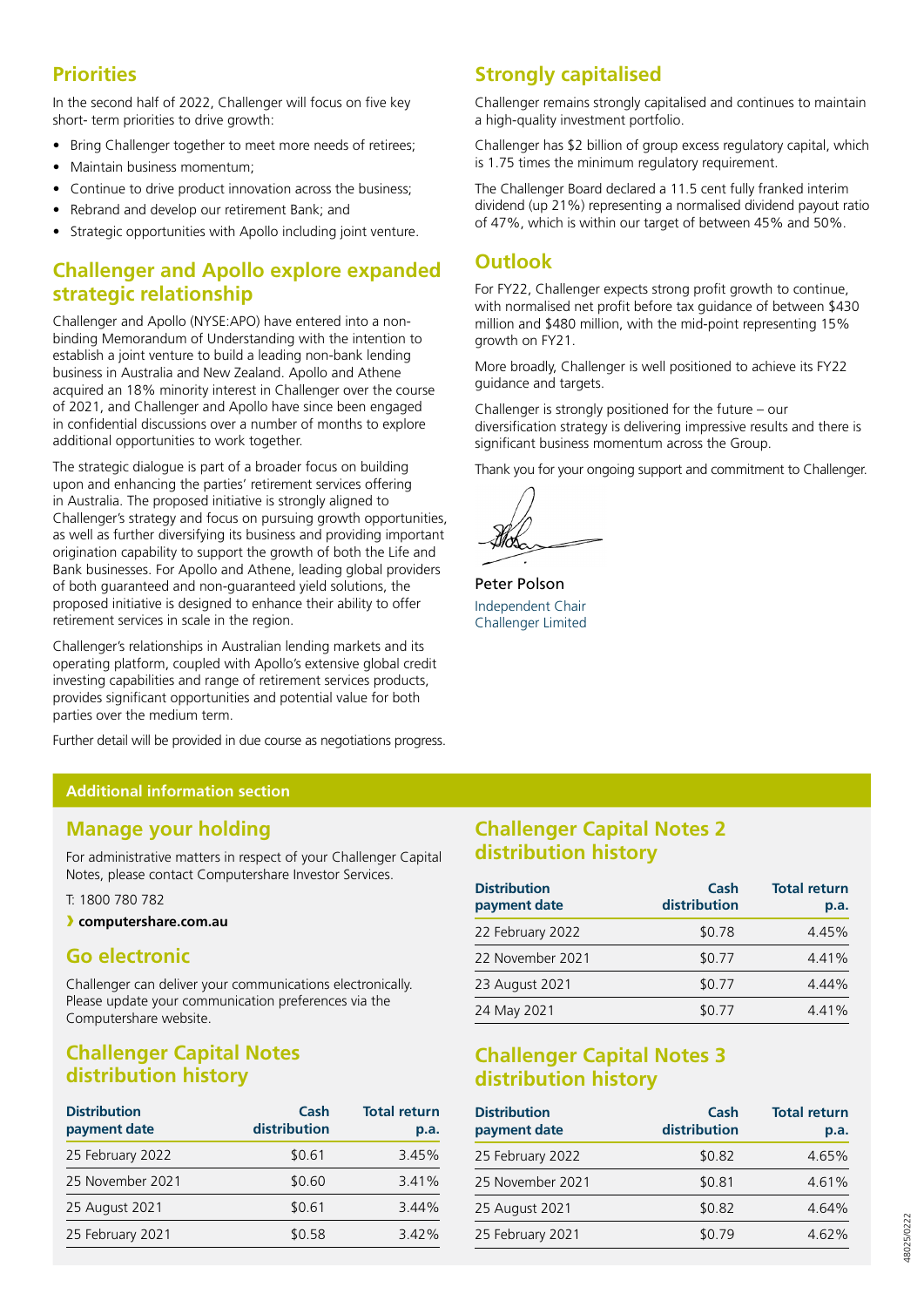## Priorities

In the second half of 2022, Challenger will focus on five key short- term priorities to drive growth:

- Bring Challenger together to meet more needs of retirees;
- Maintain business momentum;
- Continue to drive product innovation across the business;
- Rebrand and develop our retirement Bank; and
- Strategic opportunities with Apollo including joint venture.

## Challenger and Apollo explore expanded strategic relationship

Challenger and Apollo (NYSE:APO) have entered into a non-binding Memorandum of Understanding with the intention to establish a joint venture to build a leading non-bank lending business in Australia and New Zealand. Apollo and Athene acquired an 18% minority interest in Challenger over the course of 2021, and Challenger and Apollo have since been engaged in confidential discussions over a number of months to explore additional opportunities to work together.

The strategic dialogue is part of a broader focus on building upon and enhancing the parties' retirement services offering in Australia. The proposed initiative is strongly aligned to Challenger's strategy and focus on pursuing growth opportunities, as well as further diversifying its business and providing important origination capability to support the growth of both the Life and Bank businesses. For Apollo and Athene, leading global providers of both guaranteed and non-guaranteed yield solutions, the proposed initiative is designed to enhance their ability to offer retirement services in scale in the region.

Challenger's relationships in Australian lending markets and its operating platform, coupled with Apollo's extensive global credit investing capabilities and range of retirement services products, provides significant opportunities and potential value for both parties over the medium term.

Further detail will be provided in due course as negotiations progress.

## Strongly capitalised

Challenger remains strongly capitalised and continues to maintain a high-quality investment portfolio.

Challenger has $2 billion of group excess regulatory capital, which is 1.75 times the minimum regulatory requirement.

The Challenger Board declared a 11.5 cent fully franked interim dividend (up 21%) representing a normalised dividend payout ratio of 47%, which is within our target of between 45% and 50%.

## Outlook

For FY22, Challenger expects strong profit growth to continue, with normalised net profit before tax guidance of between $430 million and $480 million, with the mid-point representing 15% growth on FY21.

More broadly, Challenger is well positioned to achieve its FY22 guidance and targets.

Challenger is strongly positioned for the future – our diversification strategy is delivering impressive results and there is significant business momentum across the Group.

Thank you for your ongoing support and commitment to Challenger.

Peter Polson
Independent Chair
Challenger Limited

**Additional information section**

## Manage your holding

For administrative matters in respect of your Challenger Capital Notes, please contact Computershare Investor Services.

T: 1800 780 782

› **computershare.com.au**

## Go electronic

Challenger can deliver your communications electronically. Please update your communication preferences via the Computershare website.

## Challenger Capital Notes distribution history

| Distribution payment date | Cash distribution | Total return p.a. |
|---|---|---|
| 25 February 2022 | $0.61 | 3.45% |
| 25 November 2021 | $0.60 | 3.41% |
| 25 August 2021 | $0.61 | 3.44% |
| 25 February 2021 | $0.58 | 3.42% |

## Challenger Capital Notes 2 distribution history

| Distribution payment date | Cash distribution | Total return p.a. |
|---|---|---|
| 22 February 2022 | $0.78 | 4.45% |
| 22 November 2021 | $0.77 | 4.41% |
| 23 August 2021 | $0.77 | 4.44% |
| 24 May 2021 | $0.77 | 4.41% |

## Challenger Capital Notes 3 distribution history

| Distribution payment date | Cash distribution | Total return p.a. |
|---|---|---|
| 25 February 2022 | $0.82 | 4.65% |
| 25 November 2021 | $0.81 | 4.61% |
| 25 August 2021 | $0.82 | 4.64% |
| 25 February 2021 | $0.79 | 4.62% |

48025/0222